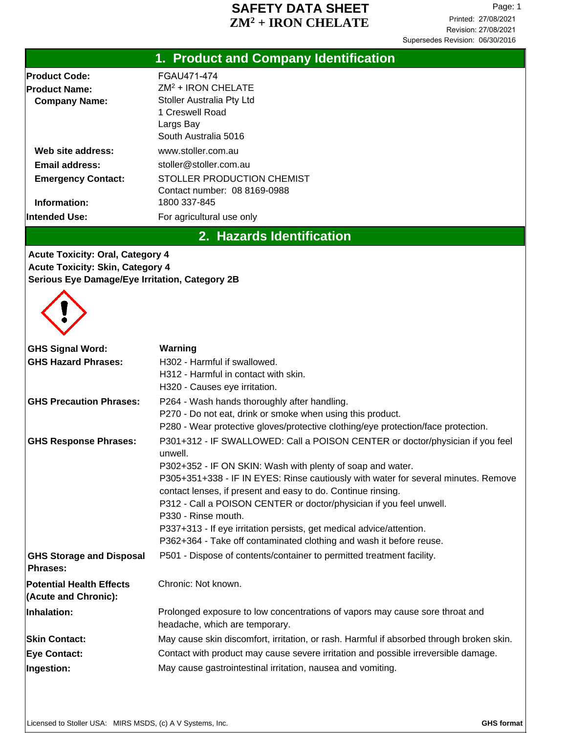# SAFETY DATA SHEET
# $ZM^2$ + IRON CHELATE

Page: 1
Printed: 27/08/2021
Revision: 27/08/2021
Supersedes Revision: 06/30/2016

## 1. Product and Company Identification

**Product Code:** FGAU471-474

**Product Name:** $ZM^2$ + IRON CHELATE

**Company Name:** Stoller Australia Pty Ltd
1 Creswell Road
Largs Bay
South Australia 5016

**Web site address:** www.stoller.com.au

**Email address:** stoller@stoller.com.au

**Emergency Contact:** STOLLER PRODUCTION CHEMIST
Contact number: 08 8169-0988

**Information:** 1800 337-845

**Intended Use:** For agricultural use only

## 2. Hazards Identification

**Acute Toxicity: Oral, Category 4**
**Acute Toxicity: Skin, Category 4**
**Serious Eye Damage/Eye Irritation, Category 2B**

**GHS Signal Word:** **Warning**

**GHS Hazard Phrases:**
H302 - Harmful if swallowed.
H312 - Harmful in contact with skin.
H320 - Causes eye irritation.

**GHS Precaution Phrases:**
P264 - Wash hands thoroughly after handling.
P270 - Do not eat, drink or smoke when using this product.
P280 - Wear protective gloves/protective clothing/eye protection/face protection.

**GHS Response Phrases:**
P301+312 - IF SWALLOWED: Call a POISON CENTER or doctor/physician if you feel unwell.
P302+352 - IF ON SKIN: Wash with plenty of soap and water.
P305+351+338 - IF IN EYES: Rinse cautiously with water for several minutes. Remove contact lenses, if present and easy to do. Continue rinsing.
P312 - Call a POISON CENTER or doctor/physician if you feel unwell.
P330 - Rinse mouth.
P337+313 - If eye irritation persists, get medical advice/attention.
P362+364 - Take off contaminated clothing and wash it before reuse.

**GHS Storage and Disposal Phrases:**
P501 - Dispose of contents/container to permitted treatment facility.

**Potential Health Effects (Acute and Chronic):** Chronic: Not known.

**Inhalation:** Prolonged exposure to low concentrations of vapors may cause sore throat and headache, which are temporary.

**Skin Contact:** May cause skin discomfort, irritation, or rash. Harmful if absorbed through broken skin.

**Eye Contact:** Contact with product may cause severe irritation and possible irreversible damage.

**Ingestion:** May cause gastrointestinal irritation, nausea and vomiting.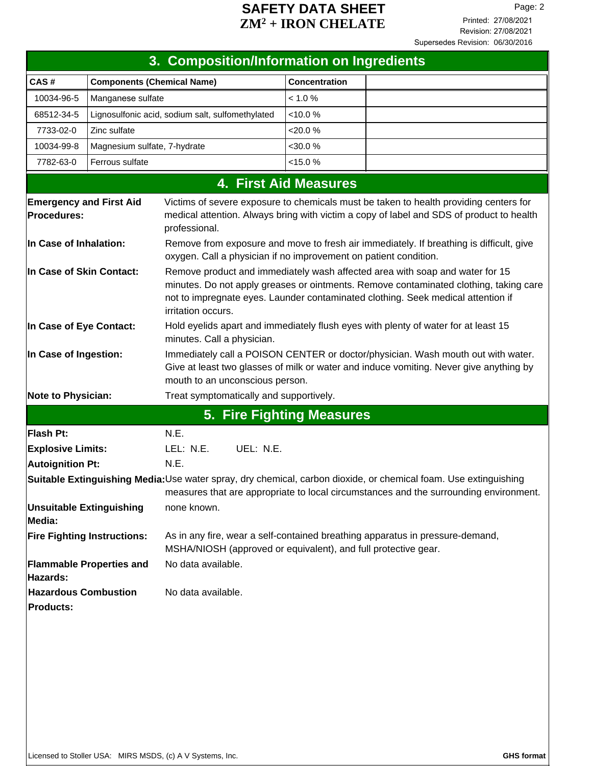## 3. Composition/Information on Ingredients

| CAS # | Components (Chemical Name) | Concentration | |
|---|---|---|---|
| 10034-96-5 | Manganese sulfate | < 1.0 % | |
| 68512-34-5 | Lignosulfonic acid, sodium salt, sulfomethylated | <10.0 % | |
| 7733-02-0 | Zinc sulfate | <20.0 % | |
| 10034-99-8 | Magnesium sulfate, 7-hydrate | <30.0 % | |
| 7782-63-0 | Ferrous sulfate | <15.0 % | |

## 4. First Aid Measures

**Emergency and First Aid Procedures:** Victims of severe exposure to chemicals must be taken to health providing centers for medical attention. Always bring with victim a copy of label and SDS of product to health professional.

**In Case of Inhalation:** Remove from exposure and move to fresh air immediately. If breathing is difficult, give oxygen. Call a physician if no improvement on patient condition.

**In Case of Skin Contact:** Remove product and immediately wash affected area with soap and water for 15 minutes. Do not apply greases or ointments. Remove contaminated clothing, taking care not to impregnate eyes. Launder contaminated clothing. Seek medical attention if irritation occurs.

**In Case of Eye Contact:** Hold eyelids apart and immediately flush eyes with plenty of water for at least 15 minutes. Call a physician.

**In Case of Ingestion:** Immediately call a POISON CENTER or doctor/physician. Wash mouth out with water. Give at least two glasses of milk or water and induce vomiting. Never give anything by mouth to an unconscious person.

**Note to Physician:** Treat symptomatically and supportively.

## 5. Fire Fighting Measures

**Flash Pt:** N.E.

**Explosive Limits:** LEL: N.E. UEL: N.E.

**Autoignition Pt:** N.E.

**Suitable Extinguishing Media:** Use water spray, dry chemical, carbon dioxide, or chemical foam. Use extinguishing measures that are appropriate to local circumstances and the surrounding environment.

**Unsuitable Extinguishing Media:** none known.

**Fire Fighting Instructions:** As in any fire, wear a self-contained breathing apparatus in pressure-demand, MSHA/NIOSH (approved or equivalent), and full protective gear.

**Flammable Properties and Hazards:** No data available.

**Hazardous Combustion Products:** No data available.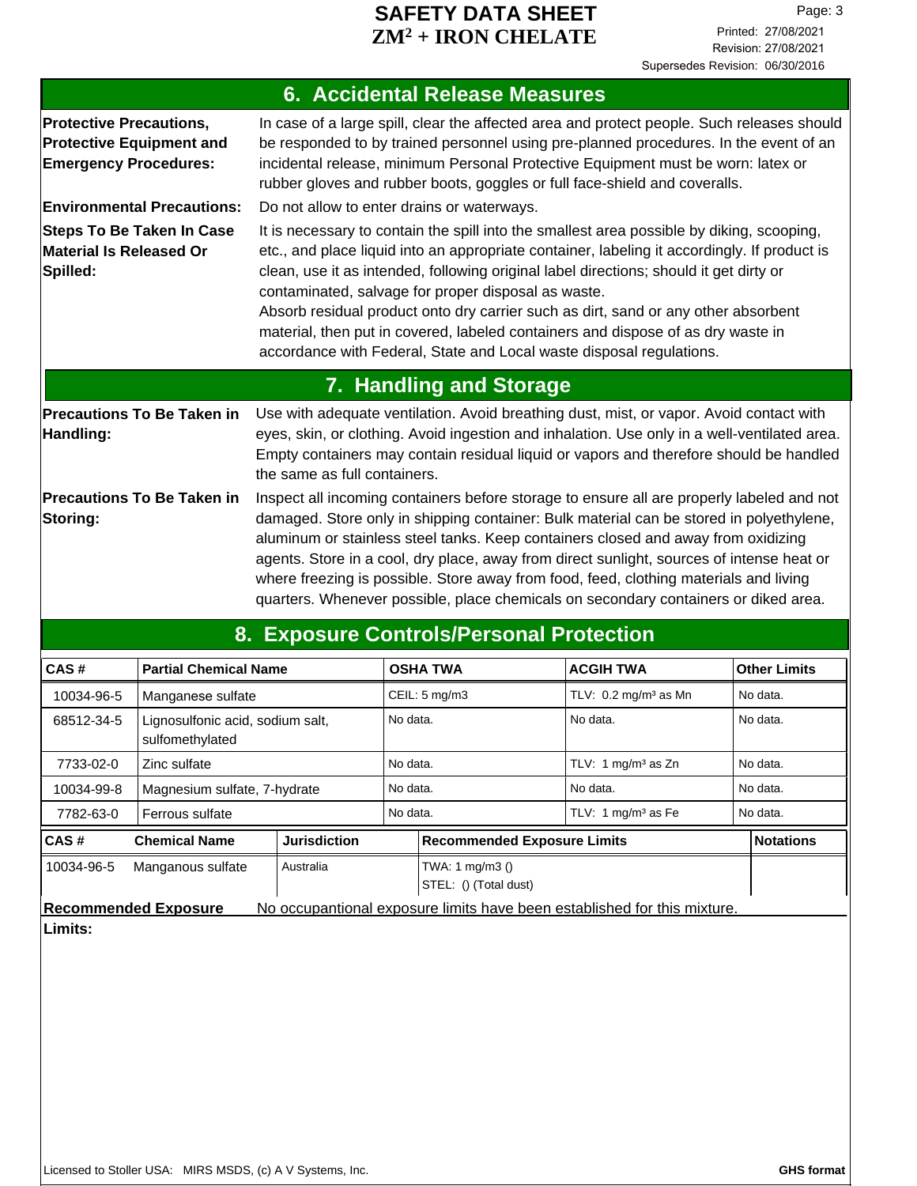## 6. Accidental Release Measures

**Protective Precautions, Protective Equipment and Emergency Procedures:** In case of a large spill, clear the affected area and protect people. Such releases should be responded to by trained personnel using pre-planned procedures. In the event of an incidental release, minimum Personal Protective Equipment must be worn: latex or rubber gloves and rubber boots, goggles or full face-shield and coveralls.

**Environmental Precautions:** Do not allow to enter drains or waterways.

**Steps To Be Taken In Case Material Is Released Or Spilled:** It is necessary to contain the spill into the smallest area possible by diking, scooping, etc., and place liquid into an appropriate container, labeling it accordingly. If product is clean, use it as intended, following original label directions; should it get dirty or contaminated, salvage for proper disposal as waste.
Absorb residual product onto dry carrier such as dirt, sand or any other absorbent material, then put in covered, labeled containers and dispose of as dry waste in accordance with Federal, State and Local waste disposal regulations.

## 7. Handling and Storage

**Precautions To Be Taken in Handling:** Use with adequate ventilation. Avoid breathing dust, mist, or vapor. Avoid contact with eyes, skin, or clothing. Avoid ingestion and inhalation. Use only in a well-ventilated area. Empty containers may contain residual liquid or vapors and therefore should be handled the same as full containers.

**Precautions To Be Taken in Storing:** Inspect all incoming containers before storage to ensure all are properly labeled and not damaged. Store only in shipping container: Bulk material can be stored in polyethylene, aluminum or stainless steel tanks. Keep containers closed and away from oxidizing agents. Store in a cool, dry place, away from direct sunlight, sources of intense heat or where freezing is possible. Store away from food, feed, clothing materials and living quarters. Whenever possible, place chemicals on secondary containers or diked area.

## 8. Exposure Controls/Personal Protection

| CAS # | Partial Chemical Name | OSHA TWA | ACGIH TWA | Other Limits |
|---|---|---|---|---|
| 10034-96-5 | Manganese sulfate | CEIL: 5 mg/m3 | TLV: 0.2 mg/m³ as Mn | No data. |
| 68512-34-5 | Lignosulfonic acid, sodium salt, sulfomethylated | No data. | No data. | No data. |
| 7733-02-0 | Zinc sulfate | No data. | TLV: 1 mg/m³ as Zn | No data. |
| 10034-99-8 | Magnesium sulfate, 7-hydrate | No data. | No data. | No data. |
| 7782-63-0 | Ferrous sulfate | No data. | TLV: 1 mg/m³ as Fe | No data. |

| CAS # | Chemical Name | Jurisdiction | Recommended Exposure Limits | Notations |
|---|---|---|---|---|
| 10034-96-5 | Manganous sulfate | Australia | TWA: 1 mg/m3 ()<br>STEL: () (Total dust) | |

**Recommended Exposure Limits:** No occupantional exposure limits have been established for this mixture.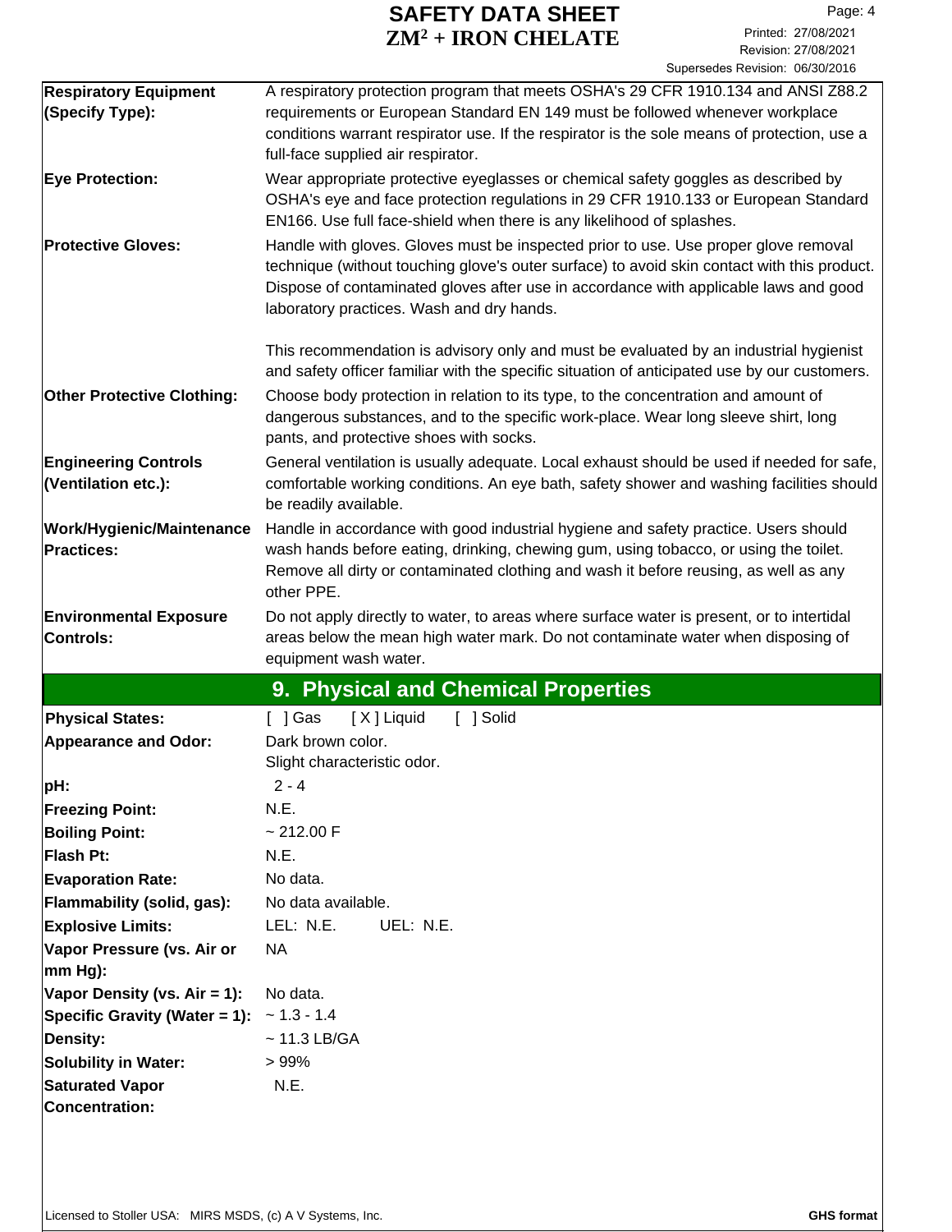| | |
|---|---|
| **Respiratory Equipment (Specify Type):** | A respiratory protection program that meets OSHA's 29 CFR 1910.134 and ANSI Z88.2 requirements or European Standard EN 149 must be followed whenever workplace conditions warrant respirator use. If the respirator is the sole means of protection, use a full-face supplied air respirator. |
| **Eye Protection:** | Wear appropriate protective eyeglasses or chemical safety goggles as described by OSHA's eye and face protection regulations in 29 CFR 1910.133 or European Standard EN166. Use full face-shield when there is any likelihood of splashes. |
| **Protective Gloves:** | Handle with gloves. Gloves must be inspected prior to use. Use proper glove removal technique (without touching glove's outer surface) to avoid skin contact with this product. Dispose of contaminated gloves after use in accordance with applicable laws and good laboratory practices. Wash and dry hands.<br><br>This recommendation is advisory only and must be evaluated by an industrial hygienist and safety officer familiar with the specific situation of anticipated use by our customers. |
| **Other Protective Clothing:** | Choose body protection in relation to its type, to the concentration and amount of dangerous substances, and to the specific work-place. Wear long sleeve shirt, long pants, and protective shoes with socks. |
| **Engineering Controls (Ventilation etc.):** | General ventilation is usually adequate. Local exhaust should be used if needed for safe, comfortable working conditions. An eye bath, safety shower and washing facilities should be readily available. |
| **Work/Hygienic/Maintenance Practices:** | Handle in accordance with good industrial hygiene and safety practice. Users should wash hands before eating, drinking, chewing gum, using tobacco, or using the toilet. Remove all dirty or contaminated clothing and wash it before reusing, as well as any other PPE. |
| **Environmental Exposure Controls:** | Do not apply directly to water, to areas where surface water is present, or to intertidal areas below the mean high water mark. Do not contaminate water when disposing of equipment wash water. |

## 9. Physical and Chemical Properties

| | |
|---|---|
| **Physical States:** | [ ] Gas [X] Liquid [ ] Solid |
| **Appearance and Odor:** | Dark brown color.<br>Slight characteristic odor. |
| **pH:** | 2 - 4 |
| **Freezing Point:** | N.E. |
| **Boiling Point:** | ~ 212.00 F |
| **Flash Pt:** | N.E. |
| **Evaporation Rate:** | No data. |
| **Flammability (solid, gas):** | No data available. |
| **Explosive Limits:** | LEL: N.E. UEL: N.E. |
| **Vapor Pressure (vs. Air or mm Hg):** | NA |
| **Vapor Density (vs. Air = 1):** | No data. |
| **Specific Gravity (Water = 1):** | ~ 1.3 - 1.4 |
| **Density:** | ~ 11.3 LB/GA |
| **Solubility in Water:** | > 99% |
| **Saturated Vapor Concentration:** | N.E. |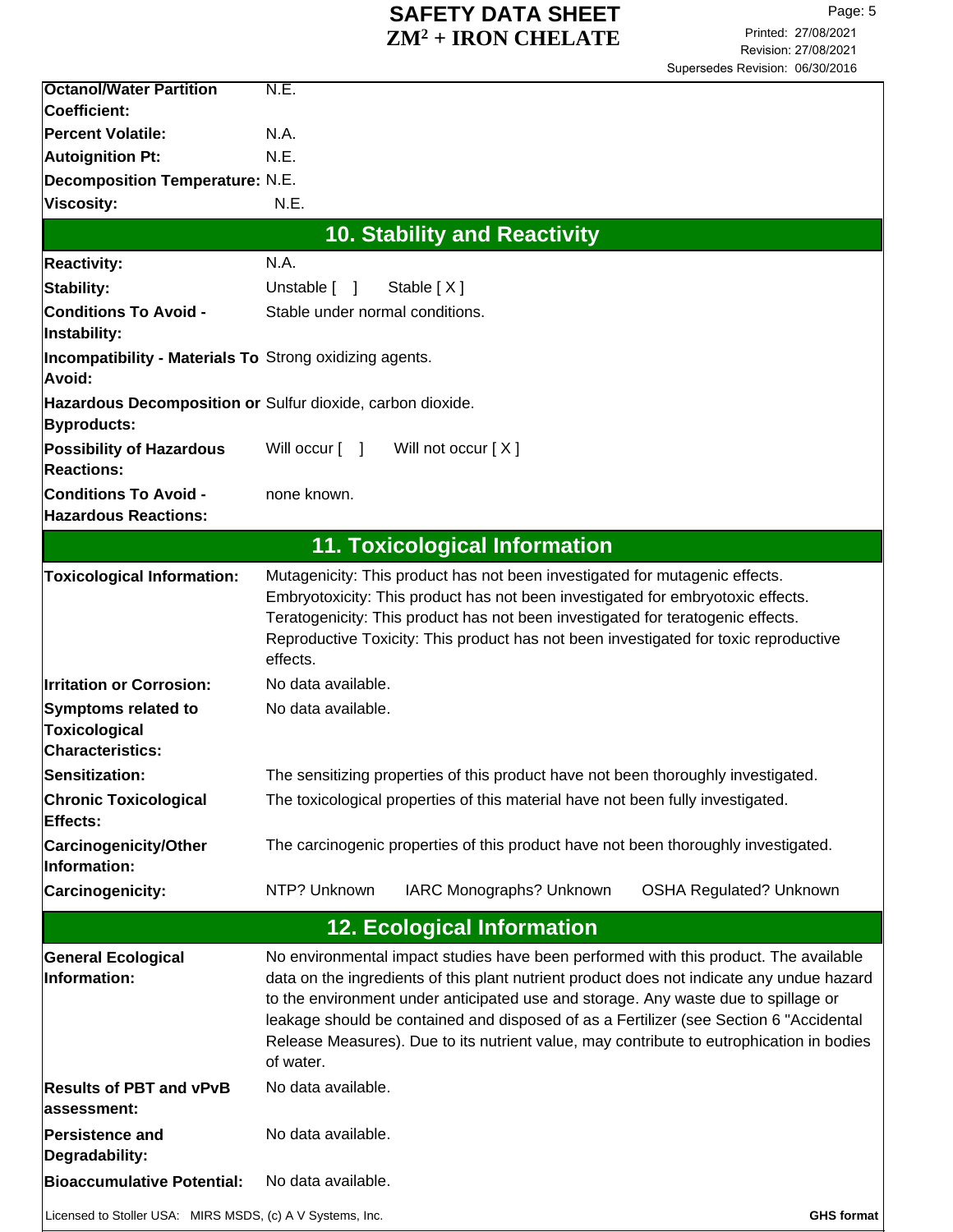| | |
|---|---|
| **Octanol/Water Partition Coefficient:** | N.E. |
| **Percent Volatile:** | N.A. |
| **Autoignition Pt:** | N.E. |
| **Decomposition Temperature:** | N.E. |
| **Viscosity:** | N.E. |

## 10. Stability and Reactivity

| | |
|---|---|
| **Reactivity:** | N.A. |
| **Stability:** | Unstable [ ] Stable [ X ] |
| **Conditions To Avoid - Instability:** | Stable under normal conditions. |
| **Incompatibility - Materials To Avoid:** | Strong oxidizing agents. |
| **Hazardous Decomposition or Byproducts:** | Sulfur dioxide, carbon dioxide. |
| **Possibility of Hazardous Reactions:** | Will occur [ ] Will not occur [ X ] |
| **Conditions To Avoid - Hazardous Reactions:** | none known. |

## 11. Toxicological Information

| | |
|---|---|
| **Toxicological Information:** | Mutagenicity: This product has not been investigated for mutagenic effects. Embryotoxicity: This product has not been investigated for embryotoxic effects. Teratogenicity: This product has not been investigated for teratogenic effects. Reproductive Toxicity: This product has not been investigated for toxic reproductive effects. |
| **Irritation or Corrosion:** | No data available. |
| **Symptoms related to Toxicological Characteristics:** | No data available. |
| **Sensitization:** | The sensitizing properties of this product have not been thoroughly investigated. |
| **Chronic Toxicological Effects:** | The toxicological properties of this material have not been fully investigated. |
| **Carcinogenicity/Other Information:** | The carcinogenic properties of this product have not been thoroughly investigated. |
| **Carcinogenicity:** | NTP? Unknown IARC Monographs? Unknown OSHA Regulated? Unknown |

## 12. Ecological Information

| | |
|---|---|
| **General Ecological Information:** | No environmental impact studies have been performed with this product. The available data on the ingredients of this plant nutrient product does not indicate any undue hazard to the environment under anticipated use and storage. Any waste due to spillage or leakage should be contained and disposed of as a Fertilizer (see Section 6 "Accidental Release Measures). Due to its nutrient value, may contribute to eutrophication in bodies of water. |
| **Results of PBT and vPvB assessment:** | No data available. |
| **Persistence and Degradability:** | No data available. |
| **Bioaccumulative Potential:** | No data available. |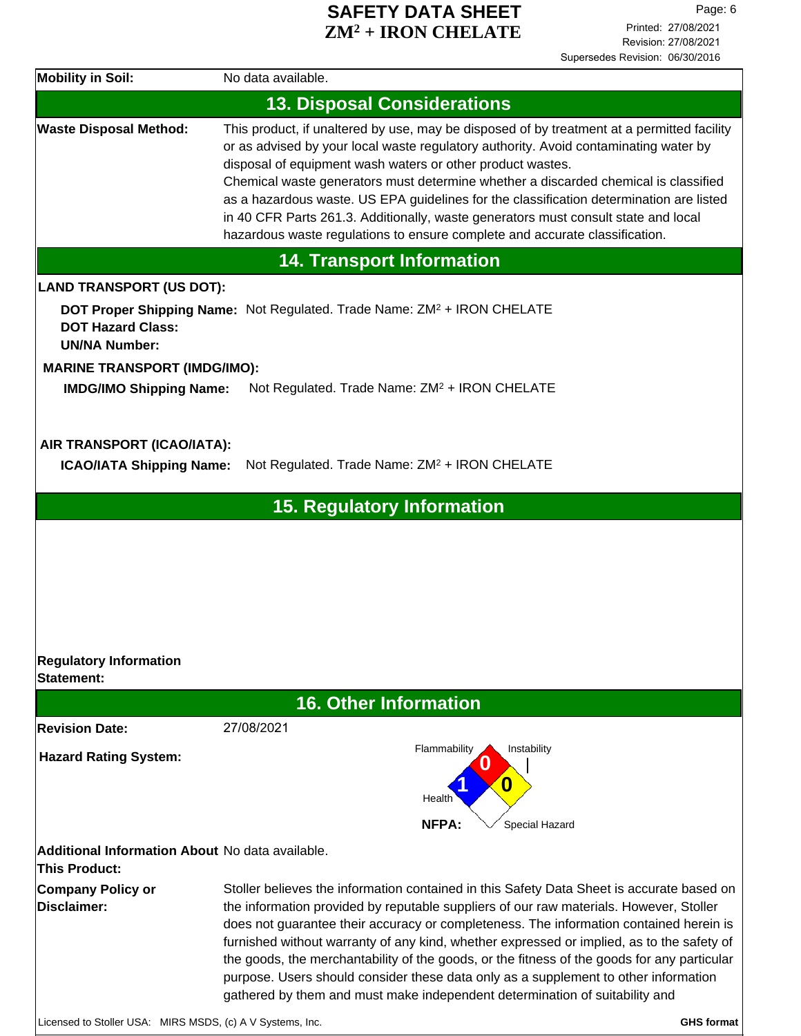| | |
|---|---|
| **Mobility in Soil:** | No data available. |

## 13. Disposal Considerations

| | |
|---|---|
| **Waste Disposal Method:** | This product, if unaltered by use, may be disposed of by treatment at a permitted facility or as advised by your local waste regulatory authority. Avoid contaminating water by disposal of equipment wash waters or other product wastes. Chemical waste generators must determine whether a discarded chemical is classified as a hazardous waste. US EPA guidelines for the classification determination are listed in 40 CFR Parts 261.3. Additionally, waste generators must consult state and local hazardous waste regulations to ensure complete and accurate classification. |

## 14. Transport Information

**LAND TRANSPORT (US DOT):**

**DOT Proper Shipping Name:** Not Regulated. Trade Name: $ZM^2$ + IRON CHELATE
**DOT Hazard Class:**
**UN/NA Number:**

**MARINE TRANSPORT (IMDG/IMO):**

**IMDG/IMO Shipping Name:** Not Regulated. Trade Name: $ZM^2$ + IRON CHELATE

**AIR TRANSPORT (ICAO/IATA):**

**ICAO/IATA Shipping Name:** Not Regulated. Trade Name: $ZM^2$ + IRON CHELATE

## 15. Regulatory Information

**Regulatory Information Statement:**

## 16. Other Information

| | |
|---|---|
| **Revision Date:** | 27/08/2021 |
| **Hazard Rating System:** | NFPA: Flammability 0, Instability 0, Health 1, Special Hazard (blank) |
| **Additional Information About This Product:** | No data available. |
| **Company Policy or Disclaimer:** | Stoller believes the information contained in this Safety Data Sheet is accurate based on the information provided by reputable suppliers of our raw materials. However, Stoller does not guarantee their accuracy or completeness. The information contained herein is furnished without warranty of any kind, whether expressed or implied, as to the safety of the goods, the merchantability of the goods, or the fitness of the goods for any particular purpose. Users should consider these data only as a supplement to other information gathered by them and must make independent determination of suitability and |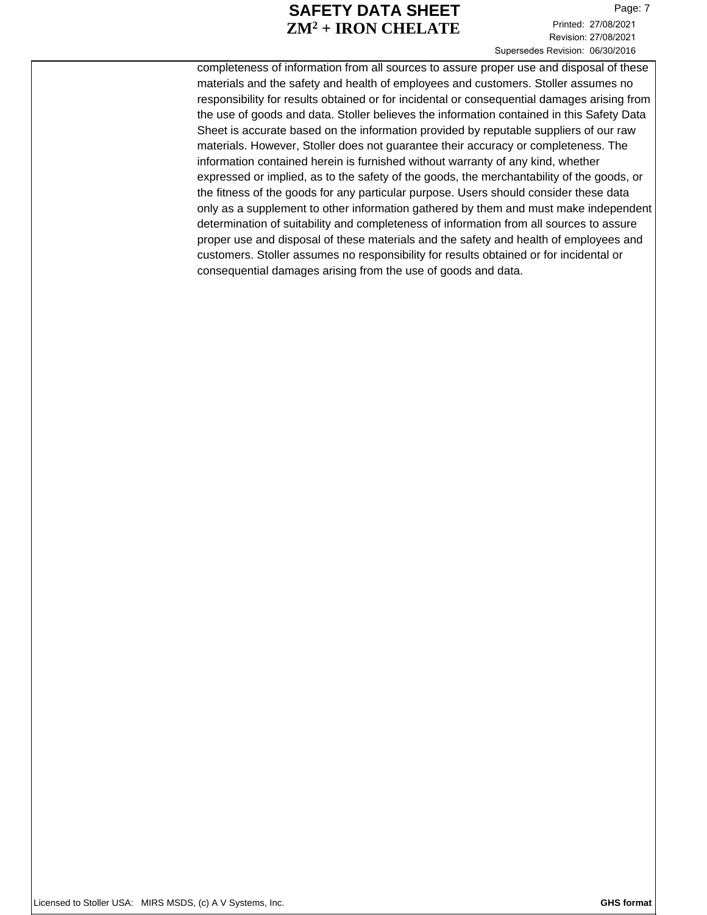completeness of information from all sources to assure proper use and disposal of these materials and the safety and health of employees and customers. Stoller assumes no responsibility for results obtained or for incidental or consequential damages arising from the use of goods and data. Stoller believes the information contained in this Safety Data Sheet is accurate based on the information provided by reputable suppliers of our raw materials. However, Stoller does not guarantee their accuracy or completeness. The information contained herein is furnished without warranty of any kind, whether expressed or implied, as to the safety of the goods, the merchantability of the goods, or the fitness of the goods for any particular purpose. Users should consider these data only as a supplement to other information gathered by them and must make independent determination of suitability and completeness of information from all sources to assure proper use and disposal of these materials and the safety and health of employees and customers. Stoller assumes no responsibility for results obtained or for incidental or consequential damages arising from the use of goods and data.